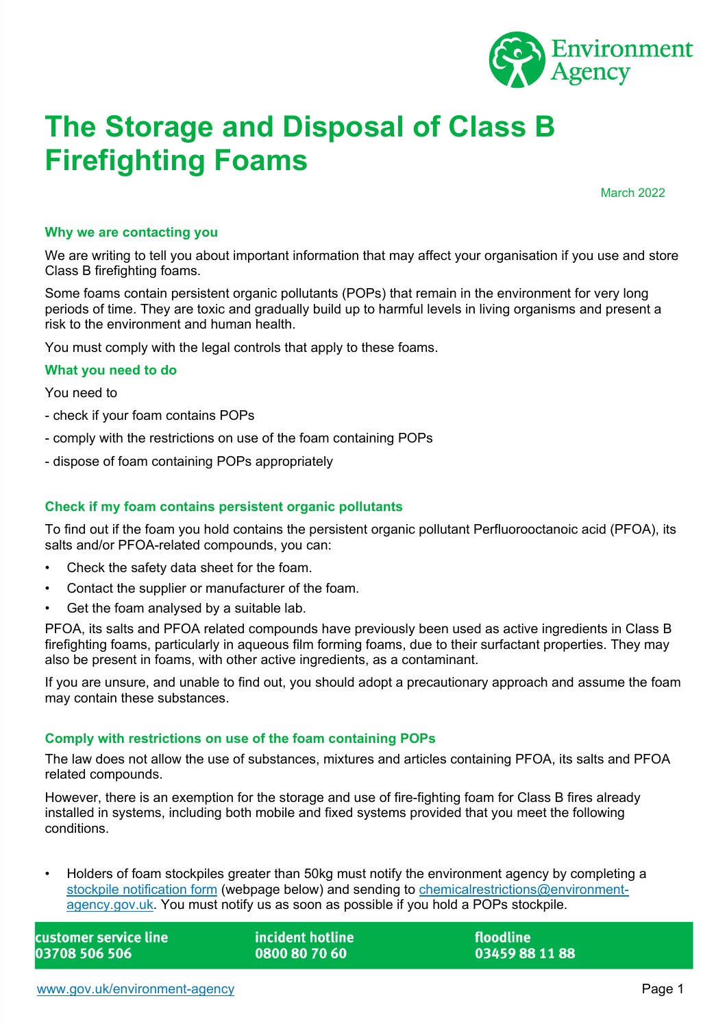# The Storage and Disposal of Class B Firefighting Foams

March 2022

## Why we are contacting you

We are writing to tell you about important information that may affect your organisation if you use and store Class B firefighting foams.

Some foams contain persistent organic pollutants (POPs) that remain in the environment for very long periods of time. They are toxic and gradually build up to harmful levels in living organisms and present a risk to the environment and human health.

You must comply with the legal controls that apply to these foams.

## What you need to do

You need to

- check if your foam contains POPs
- comply with the restrictions on use of the foam containing POPs
- dispose of foam containing POPs appropriately

## Check if my foam contains persistent organic pollutants

To find out if the foam you hold contains the persistent organic pollutant Perfluorooctanoic acid (PFOA), its salts and/or PFOA-related compounds, you can:

- Check the safety data sheet for the foam.
- Contact the supplier or manufacturer of the foam.
- Get the foam analysed by a suitable lab.

PFOA, its salts and PFOA related compounds have previously been used as active ingredients in Class B firefighting foams, particularly in aqueous film forming foams, due to their surfactant properties. They may also be present in foams, with other active ingredients, as a contaminant.

If you are unsure, and unable to find out, you should adopt a precautionary approach and assume the foam may contain these substances.

## Comply with restrictions on use of the foam containing POPs

The law does not allow the use of substances, mixtures and articles containing PFOA, its salts and PFOA related compounds.

However, there is an exemption for the storage and use of fire-fighting foam for Class B fires already installed in systems, including both mobile and fixed systems provided that you meet the following conditions.

- Holders of foam stockpiles greater than 50kg must notify the environment agency by completing a stockpile notification form (webpage below) and sending to chemicalrestrictions@environment-agency.gov.uk. You must notify us as soon as possible if you hold a POPs stockpile.

**customer service line** 03708 506 506 | **incident hotline** 0800 80 70 60 | **floodline** 03459 88 11 88

www.gov.uk/environment-agency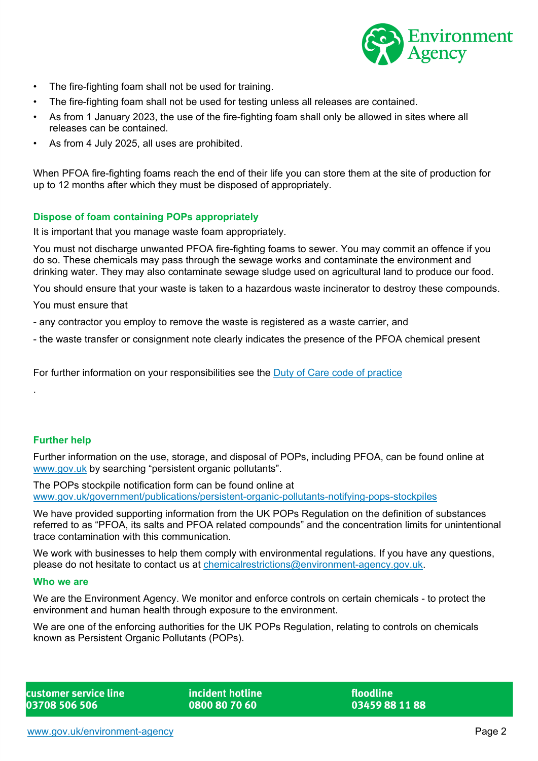- The fire-fighting foam shall not be used for training.
- The fire-fighting foam shall not be used for testing unless all releases are contained.
- As from 1 January 2023, the use of the fire-fighting foam shall only be allowed in sites where all releases can be contained.
- As from 4 July 2025, all uses are prohibited.

When PFOA fire-fighting foams reach the end of their life you can store them at the site of production for up to 12 months after which they must be disposed of appropriately.

### Dispose of foam containing POPs appropriately

It is important that you manage waste foam appropriately.

You must not discharge unwanted PFOA fire-fighting foams to sewer. You may commit an offence if you do so. These chemicals may pass through the sewage works and contaminate the environment and drinking water. They may also contaminate sewage sludge used on agricultural land to produce our food.

You should ensure that your waste is taken to a hazardous waste incinerator to destroy these compounds.

You must ensure that

- any contractor you employ to remove the waste is registered as a waste carrier, and

- the waste transfer or consignment note clearly indicates the presence of the PFOA chemical present

For further information on your responsibilities see the Duty of Care code of practice

.

### Further help

Further information on the use, storage, and disposal of POPs, including PFOA, can be found online at www.gov.uk by searching “persistent organic pollutants”.

The POPs stockpile notification form can be found online at www.gov.uk/government/publications/persistent-organic-pollutants-notifying-pops-stockpiles

We have provided supporting information from the UK POPs Regulation on the definition of substances referred to as “PFOA, its salts and PFOA related compounds” and the concentration limits for unintentional trace contamination with this communication.

We work with businesses to help them comply with environmental regulations. If you have any questions, please do not hesitate to contact us at chemicalrestrictions@environment-agency.gov.uk.

### Who we are

We are the Environment Agency. We monitor and enforce controls on certain chemicals - to protect the environment and human health through exposure to the environment.

We are one of the enforcing authorities for the UK POPs Regulation, relating to controls on chemicals known as Persistent Organic Pollutants (POPs).

**customer service line**
**03708 506 506**

**incident hotline**
**0800 80 70 60**

**floodline**
**03459 88 11 88**

www.gov.uk/environment-agency